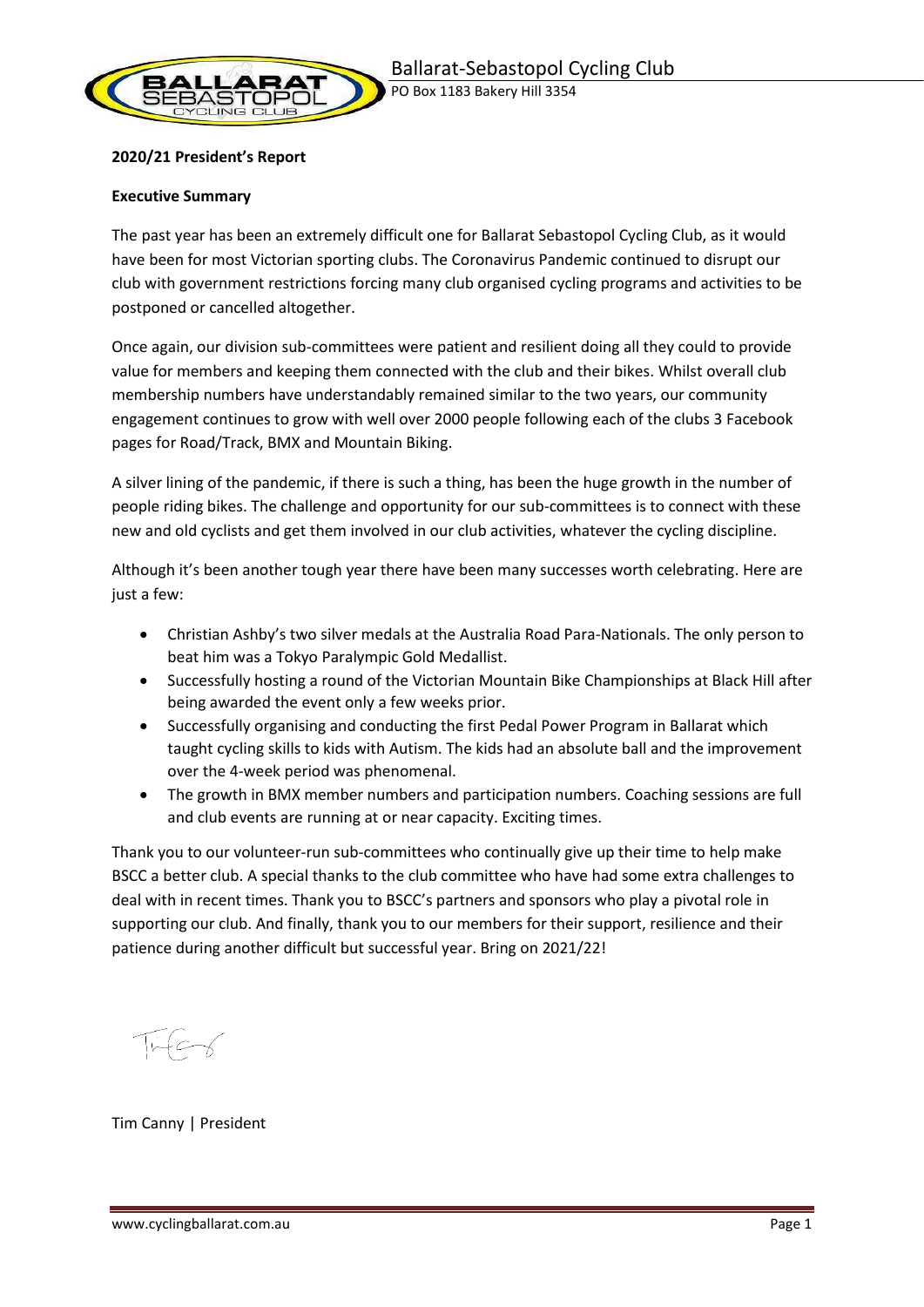# Ballarat-Sebastopol Cycling Club

PO Box 1183 Bakery Hill 3354

**2020/21 President's Report**

**Executive Summary**

The past year has been an extremely difficult one for Ballarat Sebastopol Cycling Club, as it would have been for most Victorian sporting clubs. The Coronavirus Pandemic continued to disrupt our club with government restrictions forcing many club organised cycling programs and activities to be postponed or cancelled altogether.

Once again, our division sub-committees were patient and resilient doing all they could to provide value for members and keeping them connected with the club and their bikes. Whilst overall club membership numbers have understandably remained similar to the two years, our community engagement continues to grow with well over 2000 people following each of the clubs 3 Facebook pages for Road/Track, BMX and Mountain Biking.

A silver lining of the pandemic, if there is such a thing, has been the huge growth in the number of people riding bikes. The challenge and opportunity for our sub-committees is to connect with these new and old cyclists and get them involved in our club activities, whatever the cycling discipline.

Although it's been another tough year there have been many successes worth celebrating. Here are just a few:

- Christian Ashby's two silver medals at the Australia Road Para-Nationals. The only person to beat him was a Tokyo Paralympic Gold Medallist.
- Successfully hosting a round of the Victorian Mountain Bike Championships at Black Hill after being awarded the event only a few weeks prior.
- Successfully organising and conducting the first Pedal Power Program in Ballarat which taught cycling skills to kids with Autism. The kids had an absolute ball and the improvement over the 4-week period was phenomenal.
- The growth in BMX member numbers and participation numbers. Coaching sessions are full and club events are running at or near capacity. Exciting times.

Thank you to our volunteer-run sub-committees who continually give up their time to help make BSCC a better club. A special thanks to the club committee who have had some extra challenges to deal with in recent times. Thank you to BSCC's partners and sponsors who play a pivotal role in supporting our club. And finally, thank you to our members for their support, resilience and their patience during another difficult but successful year. Bring on 2021/22!

Tim Canny | President

www.cyclingballarat.com.au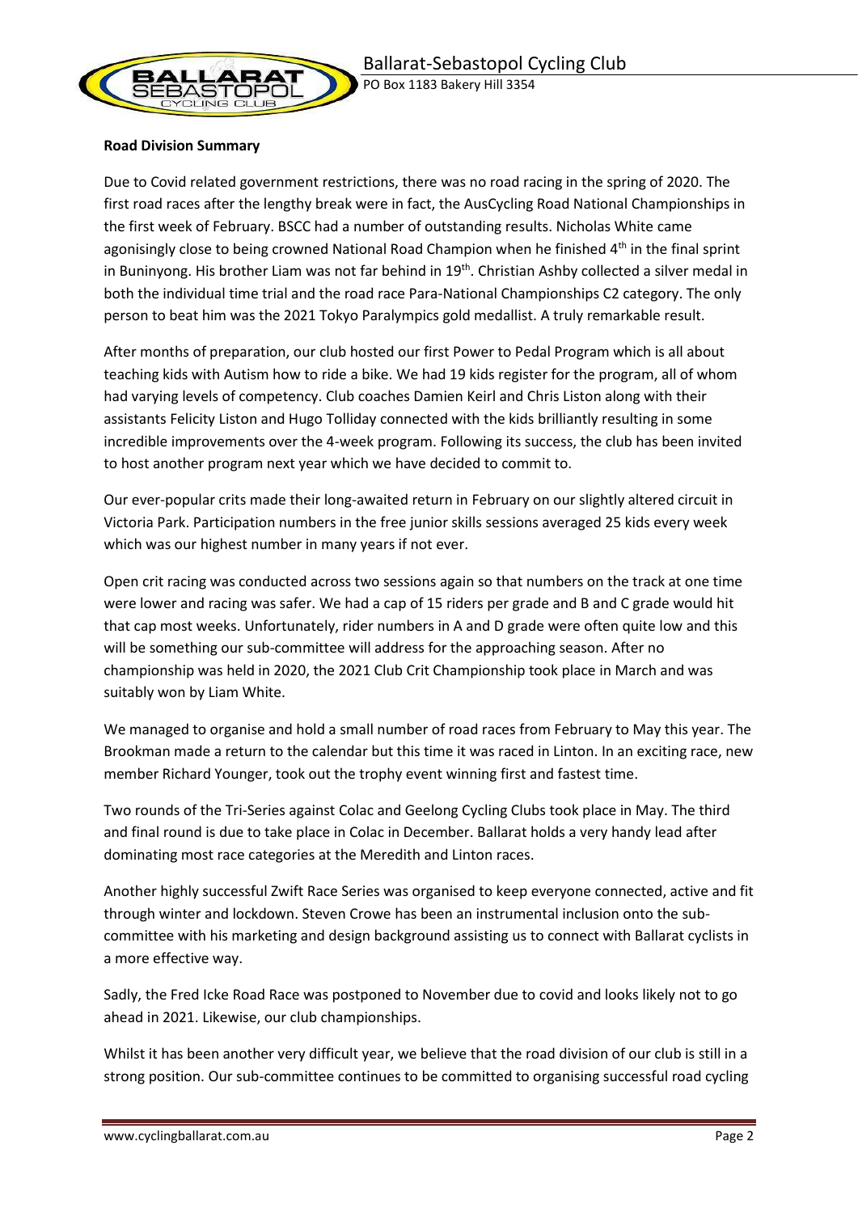**Road Division Summary**

Due to Covid related government restrictions, there was no road racing in the spring of 2020. The first road races after the lengthy break were in fact, the AusCycling Road National Championships in the first week of February. BSCC had a number of outstanding results. Nicholas White came agonisingly close to being crowned National Road Champion when he finished 4th in the final sprint in Buninyong. His brother Liam was not far behind in 19th. Christian Ashby collected a silver medal in both the individual time trial and the road race Para-National Championships C2 category. The only person to beat him was the 2021 Tokyo Paralympics gold medallist. A truly remarkable result.

After months of preparation, our club hosted our first Power to Pedal Program which is all about teaching kids with Autism how to ride a bike. We had 19 kids register for the program, all of whom had varying levels of competency. Club coaches Damien Keirl and Chris Liston along with their assistants Felicity Liston and Hugo Tolliday connected with the kids brilliantly resulting in some incredible improvements over the 4-week program. Following its success, the club has been invited to host another program next year which we have decided to commit to.

Our ever-popular crits made their long-awaited return in February on our slightly altered circuit in Victoria Park. Participation numbers in the free junior skills sessions averaged 25 kids every week which was our highest number in many years if not ever.

Open crit racing was conducted across two sessions again so that numbers on the track at one time were lower and racing was safer. We had a cap of 15 riders per grade and B and C grade would hit that cap most weeks. Unfortunately, rider numbers in A and D grade were often quite low and this will be something our sub-committee will address for the approaching season. After no championship was held in 2020, the 2021 Club Crit Championship took place in March and was suitably won by Liam White.

We managed to organise and hold a small number of road races from February to May this year. The Brookman made a return to the calendar but this time it was raced in Linton. In an exciting race, new member Richard Younger, took out the trophy event winning first and fastest time.

Two rounds of the Tri-Series against Colac and Geelong Cycling Clubs took place in May. The third and final round is due to take place in Colac in December. Ballarat holds a very handy lead after dominating most race categories at the Meredith and Linton races.

Another highly successful Zwift Race Series was organised to keep everyone connected, active and fit through winter and lockdown. Steven Crowe has been an instrumental inclusion onto the sub-committee with his marketing and design background assisting us to connect with Ballarat cyclists in a more effective way.

Sadly, the Fred Icke Road Race was postponed to November due to covid and looks likely not to go ahead in 2021. Likewise, our club championships.

Whilst it has been another very difficult year, we believe that the road division of our club is still in a strong position. Our sub-committee continues to be committed to organising successful road cycling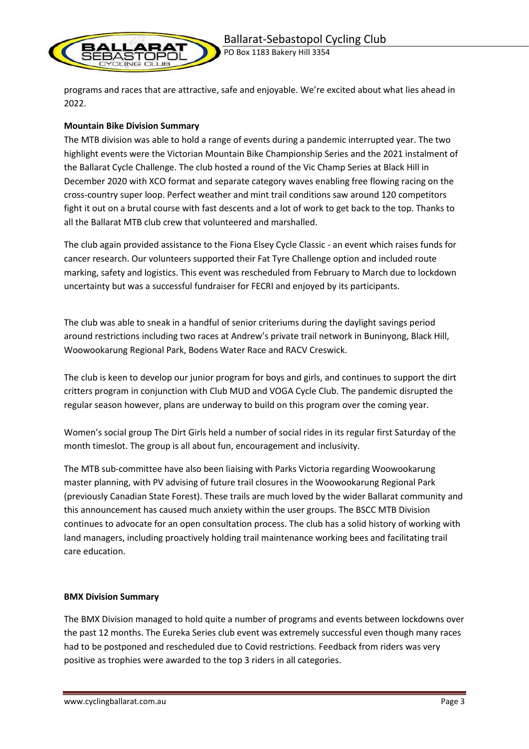programs and races that are attractive, safe and enjoyable. We're excited about what lies ahead in 2022.

**Mountain Bike Division Summary**

The MTB division was able to hold a range of events during a pandemic interrupted year. The two highlight events were the Victorian Mountain Bike Championship Series and the 2021 instalment of the Ballarat Cycle Challenge. The club hosted a round of the Vic Champ Series at Black Hill in December 2020 with XCO format and separate category waves enabling free flowing racing on the cross-country super loop. Perfect weather and mint trail conditions saw around 120 competitors fight it out on a brutal course with fast descents and a lot of work to get back to the top. Thanks to all the Ballarat MTB club crew that volunteered and marshalled.

The club again provided assistance to the Fiona Elsey Cycle Classic - an event which raises funds for cancer research. Our volunteers supported their Fat Tyre Challenge option and included route marking, safety and logistics. This event was rescheduled from February to March due to lockdown uncertainty but was a successful fundraiser for FECRI and enjoyed by its participants.

The club was able to sneak in a handful of senior criteriums during the daylight savings period around restrictions including two races at Andrew's private trail network in Buninyong, Black Hill, Woowookarung Regional Park, Bodens Water Race and RACV Creswick.

The club is keen to develop our junior program for boys and girls, and continues to support the dirt critters program in conjunction with Club MUD and VOGA Cycle Club. The pandemic disrupted the regular season however, plans are underway to build on this program over the coming year.

Women's social group The Dirt Girls held a number of social rides in its regular first Saturday of the month timeslot. The group is all about fun, encouragement and inclusivity.

The MTB sub-committee have also been liaising with Parks Victoria regarding Woowookarung master planning, with PV advising of future trail closures in the Woowookarung Regional Park (previously Canadian State Forest). These trails are much loved by the wider Ballarat community and this announcement has caused much anxiety within the user groups. The BSCC MTB Division continues to advocate for an open consultation process. The club has a solid history of working with land managers, including proactively holding trail maintenance working bees and facilitating trail care education.

**BMX Division Summary**

The BMX Division managed to hold quite a number of programs and events between lockdowns over the past 12 months. The Eureka Series club event was extremely successful even though many races had to be postponed and rescheduled due to Covid restrictions. Feedback from riders was very positive as trophies were awarded to the top 3 riders in all categories.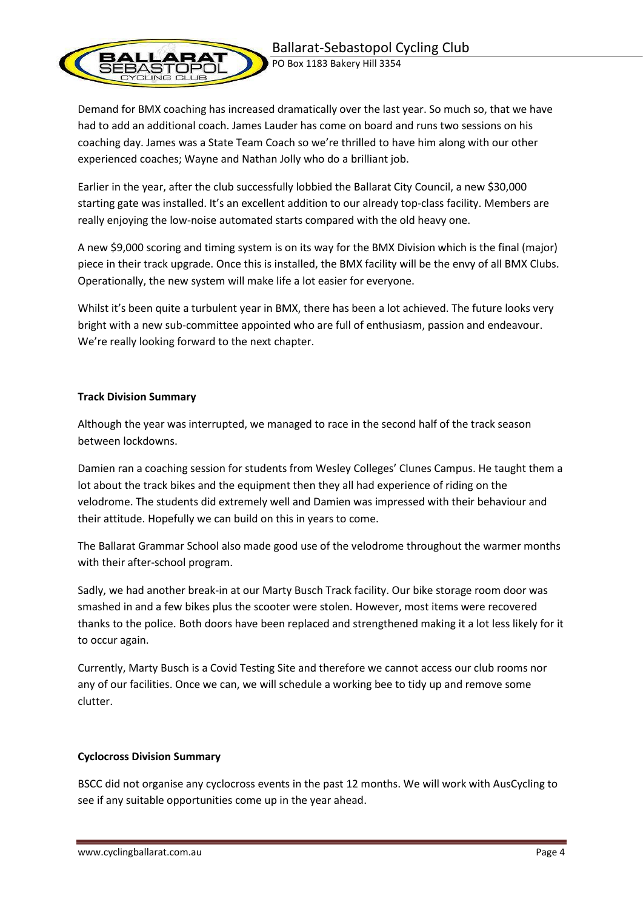Demand for BMX coaching has increased dramatically over the last year. So much so, that we have had to add an additional coach. James Lauder has come on board and runs two sessions on his coaching day. James was a State Team Coach so we're thrilled to have him along with our other experienced coaches; Wayne and Nathan Jolly who do a brilliant job.

Earlier in the year, after the club successfully lobbied the Ballarat City Council, a new $30,000 starting gate was installed. It's an excellent addition to our already top-class facility. Members are really enjoying the low-noise automated starts compared with the old heavy one.

A new $9,000 scoring and timing system is on its way for the BMX Division which is the final (major) piece in their track upgrade. Once this is installed, the BMX facility will be the envy of all BMX Clubs. Operationally, the new system will make life a lot easier for everyone.

Whilst it's been quite a turbulent year in BMX, there has been a lot achieved. The future looks very bright with a new sub-committee appointed who are full of enthusiasm, passion and endeavour. We're really looking forward to the next chapter.

**Track Division Summary**

Although the year was interrupted, we managed to race in the second half of the track season between lockdowns.

Damien ran a coaching session for students from Wesley Colleges' Clunes Campus. He taught them a lot about the track bikes and the equipment then they all had experience of riding on the velodrome. The students did extremely well and Damien was impressed with their behaviour and their attitude. Hopefully we can build on this in years to come.

The Ballarat Grammar School also made good use of the velodrome throughout the warmer months with their after-school program.

Sadly, we had another break-in at our Marty Busch Track facility. Our bike storage room door was smashed in and a few bikes plus the scooter were stolen. However, most items were recovered thanks to the police. Both doors have been replaced and strengthened making it a lot less likely for it to occur again.

Currently, Marty Busch is a Covid Testing Site and therefore we cannot access our club rooms nor any of our facilities. Once we can, we will schedule a working bee to tidy up and remove some clutter.

**Cyclocross Division Summary**

BSCC did not organise any cyclocross events in the past 12 months. We will work with AusCycling to see if any suitable opportunities come up in the year ahead.